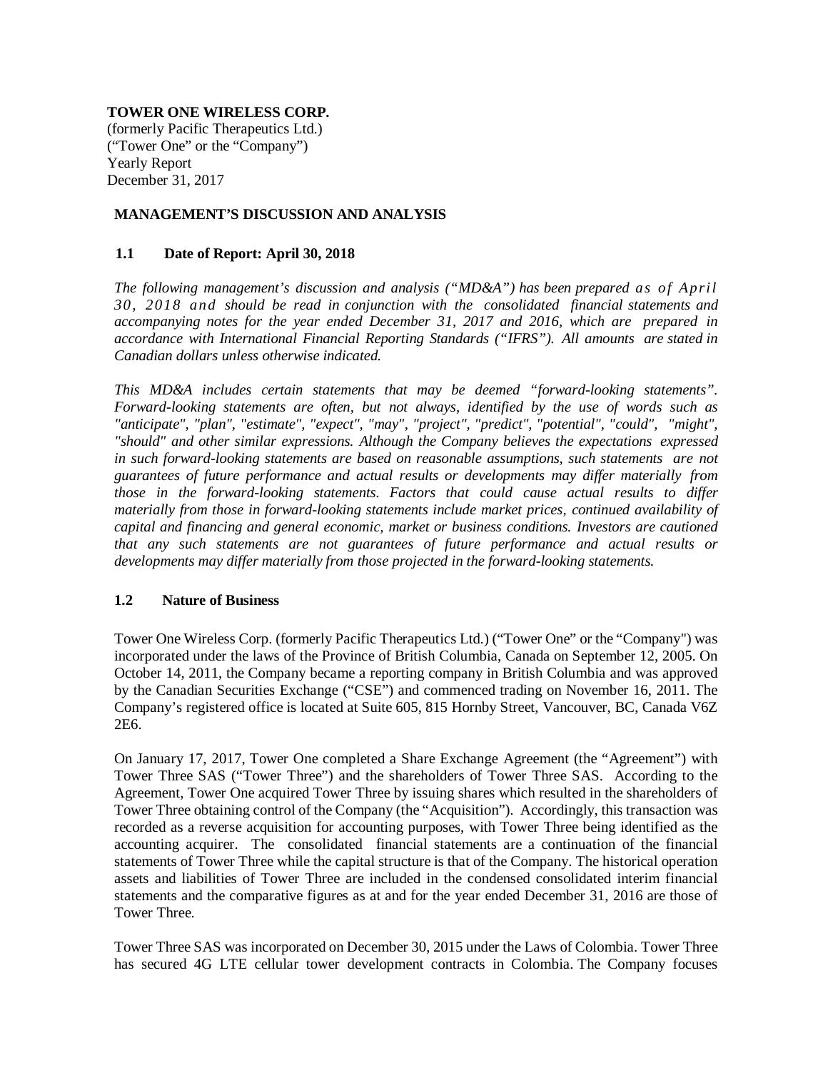**TOWER ONE WIRELESS CORP.**
(formerly Pacific Therapeutics Ltd.)
("Tower One" or the "Company")
Yearly Report
December 31, 2017

## MANAGEMENT'S DISCUSSION AND ANALYSIS

### 1.1 Date of Report: April 30, 2018

*The following management's discussion and analysis ("MD&A") has been prepared as of April 30, 2018 and should be read in conjunction with the consolidated financial statements and accompanying notes for the year ended December 31, 2017 and 2016, which are prepared in accordance with International Financial Reporting Standards ("IFRS"). All amounts are stated in Canadian dollars unless otherwise indicated.*

*This MD&A includes certain statements that may be deemed "forward-looking statements". Forward-looking statements are often, but not always, identified by the use of words such as "anticipate", "plan", "estimate", "expect", "may", "project", "predict", "potential", "could", "might", "should" and other similar expressions. Although the Company believes the expectations expressed in such forward-looking statements are based on reasonable assumptions, such statements are not guarantees of future performance and actual results or developments may differ materially from those in the forward-looking statements. Factors that could cause actual results to differ materially from those in forward-looking statements include market prices, continued availability of capital and financing and general economic, market or business conditions. Investors are cautioned that any such statements are not guarantees of future performance and actual results or developments may differ materially from those projected in the forward-looking statements.*

### 1.2 Nature of Business

Tower One Wireless Corp. (formerly Pacific Therapeutics Ltd.) ("Tower One" or the "Company") was incorporated under the laws of the Province of British Columbia, Canada on September 12, 2005. On October 14, 2011, the Company became a reporting company in British Columbia and was approved by the Canadian Securities Exchange ("CSE") and commenced trading on November 16, 2011. The Company's registered office is located at Suite 605, 815 Hornby Street, Vancouver, BC, Canada V6Z 2E6.

On January 17, 2017, Tower One completed a Share Exchange Agreement (the "Agreement") with Tower Three SAS ("Tower Three") and the shareholders of Tower Three SAS. According to the Agreement, Tower One acquired Tower Three by issuing shares which resulted in the shareholders of Tower Three obtaining control of the Company (the "Acquisition"). Accordingly, this transaction was recorded as a reverse acquisition for accounting purposes, with Tower Three being identified as the accounting acquirer. The consolidated financial statements are a continuation of the financial statements of Tower Three while the capital structure is that of the Company. The historical operation assets and liabilities of Tower Three are included in the condensed consolidated interim financial statements and the comparative figures as at and for the year ended December 31, 2016 are those of Tower Three.

Tower Three SAS was incorporated on December 30, 2015 under the Laws of Colombia. Tower Three has secured 4G LTE cellular tower development contracts in Colombia. The Company focuses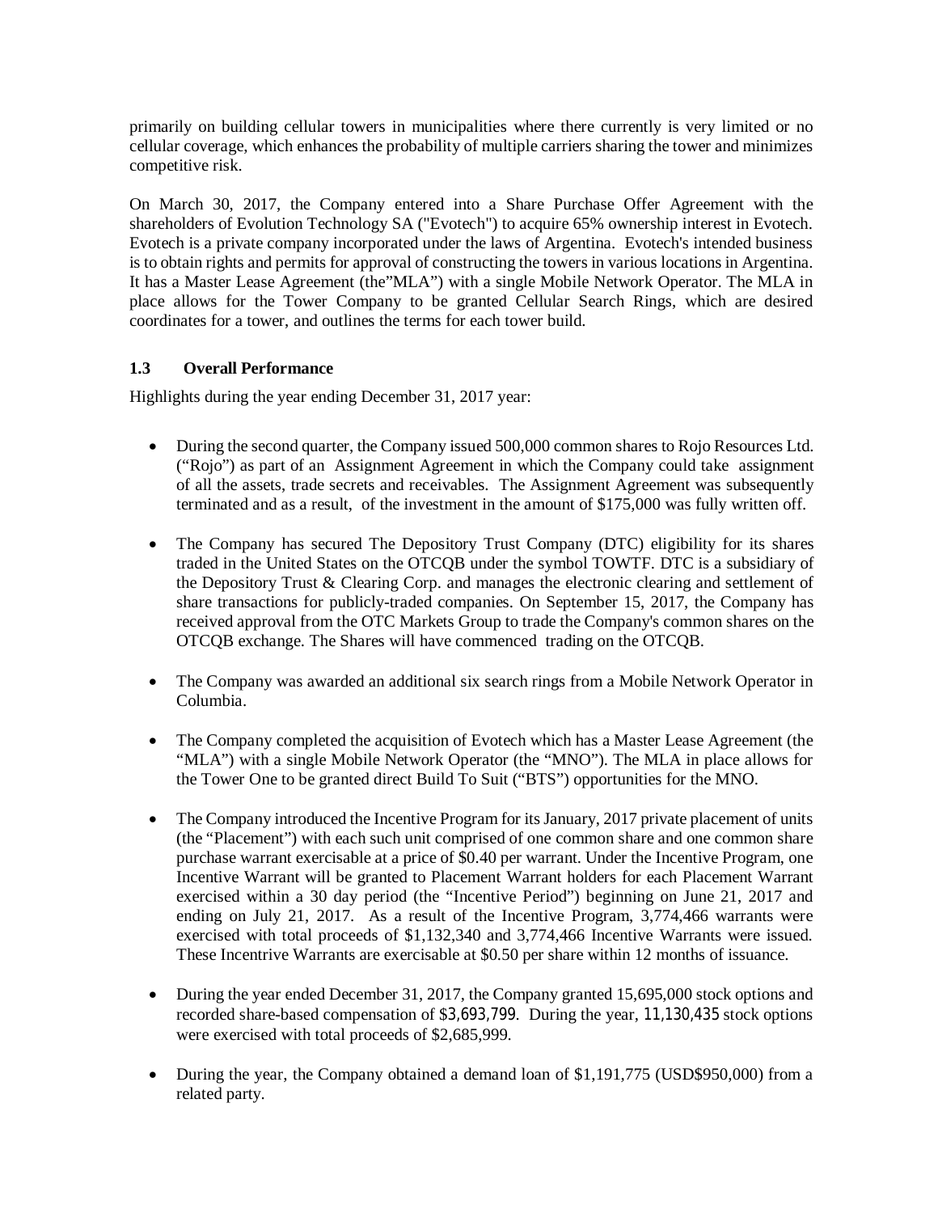primarily on building cellular towers in municipalities where there currently is very limited or no cellular coverage, which enhances the probability of multiple carriers sharing the tower and minimizes competitive risk.

On March 30, 2017, the Company entered into a Share Purchase Offer Agreement with the shareholders of Evolution Technology SA ("Evotech") to acquire 65% ownership interest in Evotech. Evotech is a private company incorporated under the laws of Argentina. Evotech's intended business is to obtain rights and permits for approval of constructing the towers in various locations in Argentina. It has a Master Lease Agreement (the"MLA") with a single Mobile Network Operator. The MLA in place allows for the Tower Company to be granted Cellular Search Rings, which are desired coordinates for a tower, and outlines the terms for each tower build.

### 1.3 Overall Performance

Highlights during the year ending December 31, 2017 year:

- During the second quarter, the Company issued 500,000 common shares to Rojo Resources Ltd. ("Rojo") as part of an Assignment Agreement in which the Company could take assignment of all the assets, trade secrets and receivables. The Assignment Agreement was subsequently terminated and as a result, of the investment in the amount of $175,000 was fully written off.

- The Company has secured The Depository Trust Company (DTC) eligibility for its shares traded in the United States on the OTCQB under the symbol TOWTF. DTC is a subsidiary of the Depository Trust & Clearing Corp. and manages the electronic clearing and settlement of share transactions for publicly-traded companies. On September 15, 2017, the Company has received approval from the OTC Markets Group to trade the Company's common shares on the OTCQB exchange. The Shares will have commenced trading on the OTCQB.

- The Company was awarded an additional six search rings from a Mobile Network Operator in Columbia.

- The Company completed the acquisition of Evotech which has a Master Lease Agreement (the "MLA") with a single Mobile Network Operator (the "MNO"). The MLA in place allows for the Tower One to be granted direct Build To Suit ("BTS") opportunities for the MNO.

- The Company introduced the Incentive Program for its January, 2017 private placement of units (the "Placement") with each such unit comprised of one common share and one common share purchase warrant exercisable at a price of $0.40 per warrant. Under the Incentive Program, one Incentive Warrant will be granted to Placement Warrant holders for each Placement Warrant exercised within a 30 day period (the "Incentive Period") beginning on June 21, 2017 and ending on July 21, 2017. As a result of the Incentive Program, 3,774,466 warrants were exercised with total proceeds of $1,132,340 and 3,774,466 Incentive Warrants were issued. These Incentrive Warrants are exercisable at $0.50 per share within 12 months of issuance.

- During the year ended December 31, 2017, the Company granted 15,695,000 stock options and recorded share-based compensation of $3,693,799. During the year, 11,130,435 stock options were exercised with total proceeds of $2,685,999.

- During the year, the Company obtained a demand loan of $1,191,775 (USD$950,000) from a related party.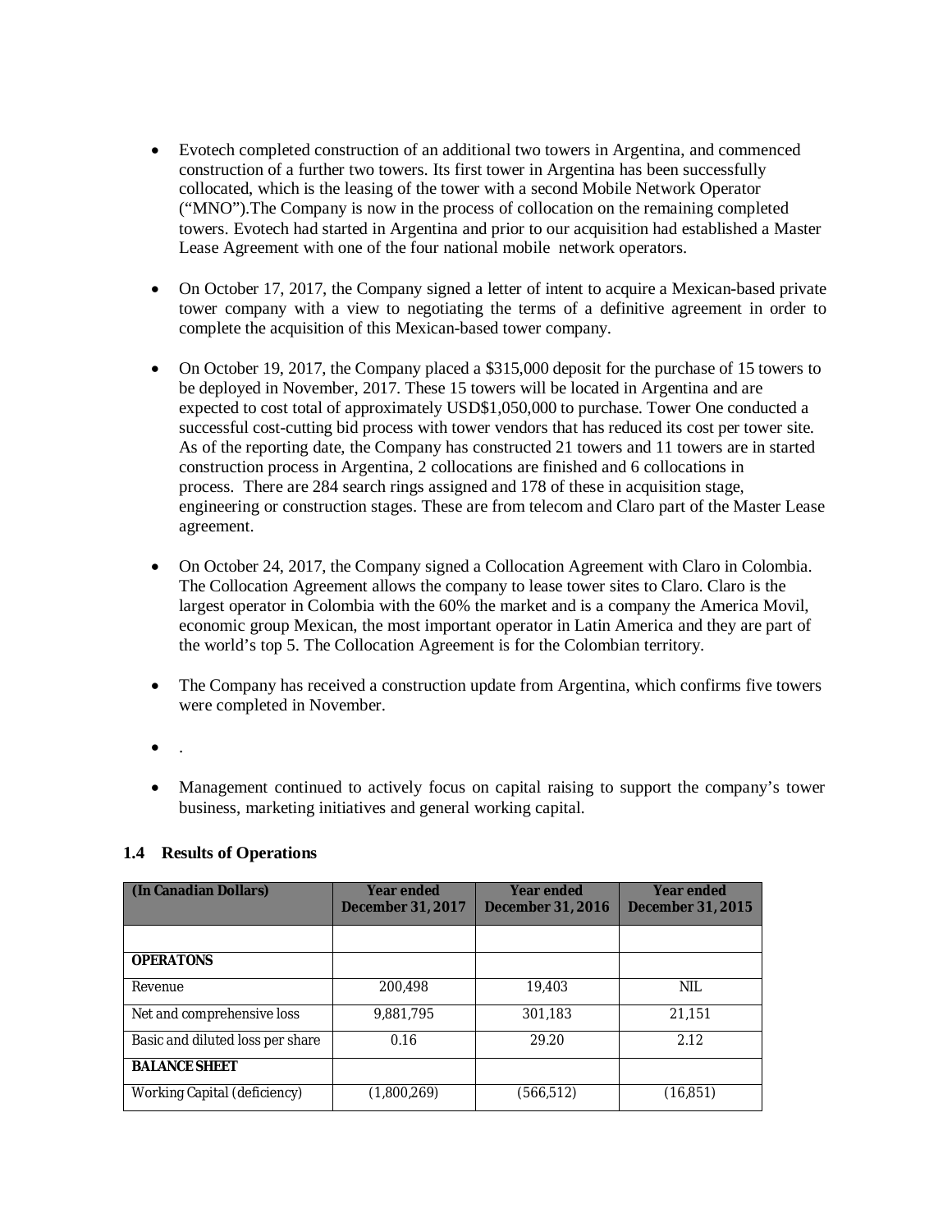- Evotech completed construction of an additional two towers in Argentina, and commenced construction of a further two towers. Its first tower in Argentina has been successfully collocated, which is the leasing of the tower with a second Mobile Network Operator ("MNO").The Company is now in the process of collocation on the remaining completed towers. Evotech had started in Argentina and prior to our acquisition had established a Master Lease Agreement with one of the four national mobile network operators.

- On October 17, 2017, the Company signed a letter of intent to acquire a Mexican-based private tower company with a view to negotiating the terms of a definitive agreement in order to complete the acquisition of this Mexican-based tower company.

- On October 19, 2017, the Company placed a $315,000 deposit for the purchase of 15 towers to be deployed in November, 2017. These 15 towers will be located in Argentina and are expected to cost total of approximately USD$1,050,000 to purchase. Tower One conducted a successful cost-cutting bid process with tower vendors that has reduced its cost per tower site. As of the reporting date, the Company has constructed 21 towers and 11 towers are in started construction process in Argentina, 2 collocations are finished and 6 collocations in process. There are 284 search rings assigned and 178 of these in acquisition stage, engineering or construction stages. These are from telecom and Claro part of the Master Lease agreement.

- On October 24, 2017, the Company signed a Collocation Agreement with Claro in Colombia. The Collocation Agreement allows the company to lease tower sites to Claro. Claro is the largest operator in Colombia with the 60% the market and is a company the America Movil, economic group Mexican, the most important operator in Latin America and they are part of the world's top 5. The Collocation Agreement is for the Colombian territory.

- The Company has received a construction update from Argentina, which confirms five towers were completed in November.

- .

- Management continued to actively focus on capital raising to support the company's tower business, marketing initiatives and general working capital.

### 1.4 Results of Operations

| (In Canadian Dollars) | Year ended December 31, 2017 | Year ended December 31, 2016 | Year ended December 31, 2015 |
|---|---|---|---|
| | | | |
| **OPERATONS** | | | |
| Revenue | 200,498 | 19,403 | NIL |
| Net and comprehensive loss | 9,881,795 | 301,183 | 21,151 |
| Basic and diluted loss per share | 0.16 | 29.20 | 2.12 |
| **BALANCE SHEET** | | | |
| Working Capital (deficiency) | (1,800,269) | (566,512) | (16,851) |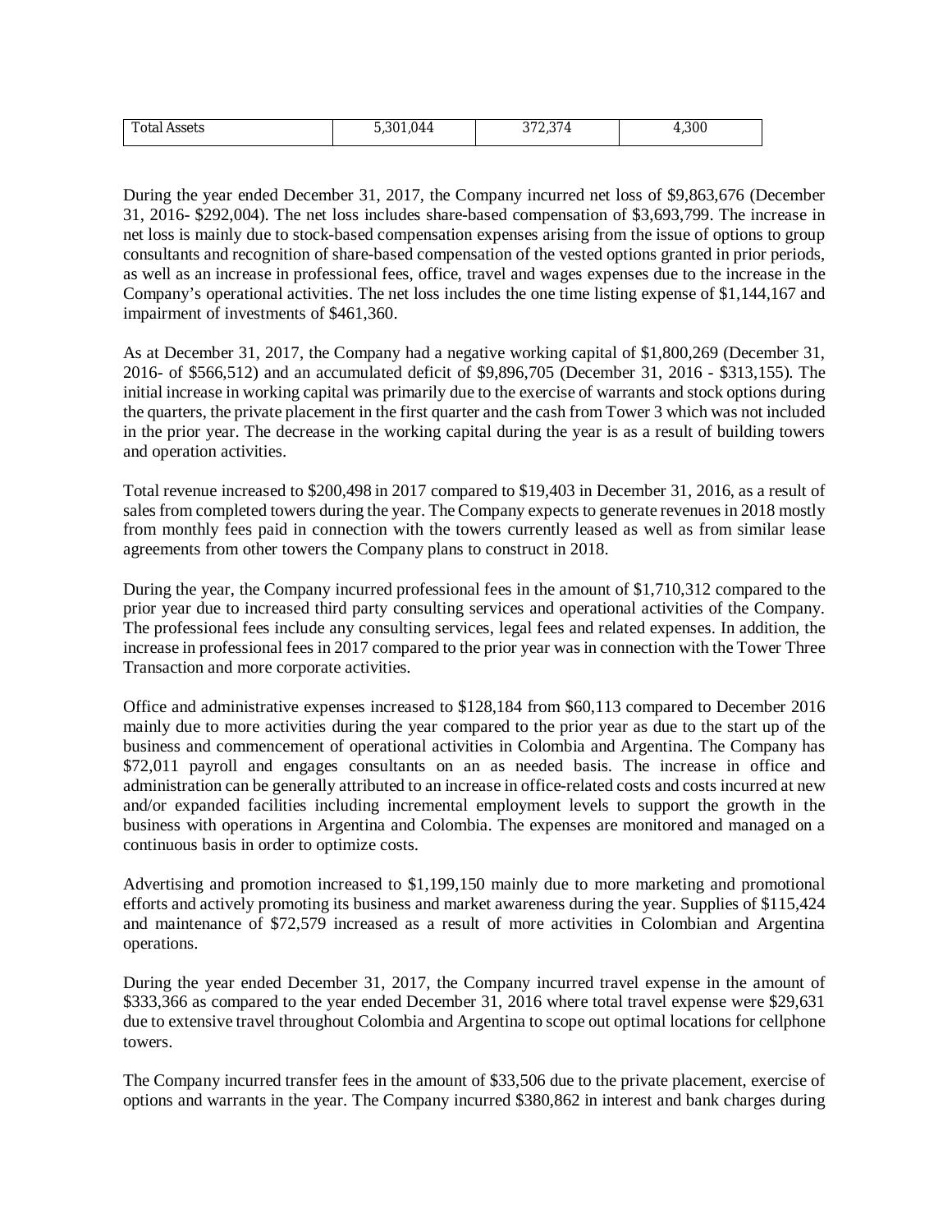| Total Assets | 5,301,044 | 372,374 | 4,300 |
|---|---|---|---|

During the year ended December 31, 2017, the Company incurred net loss of $9,863,676 (December 31, 2016- $292,004). The net loss includes share-based compensation of $3,693,799. The increase in net loss is mainly due to stock-based compensation expenses arising from the issue of options to group consultants and recognition of share-based compensation of the vested options granted in prior periods, as well as an increase in professional fees, office, travel and wages expenses due to the increase in the Company's operational activities. The net loss includes the one time listing expense of $1,144,167 and impairment of investments of $461,360.

As at December 31, 2017, the Company had a negative working capital of $1,800,269 (December 31, 2016- of $566,512) and an accumulated deficit of $9,896,705 (December 31, 2016 - $313,155). The initial increase in working capital was primarily due to the exercise of warrants and stock options during the quarters, the private placement in the first quarter and the cash from Tower 3 which was not included in the prior year. The decrease in the working capital during the year is as a result of building towers and operation activities.

Total revenue increased to $200,498 in 2017 compared to $19,403 in December 31, 2016, as a result of sales from completed towers during the year. The Company expects to generate revenues in 2018 mostly from monthly fees paid in connection with the towers currently leased as well as from similar lease agreements from other towers the Company plans to construct in 2018.

During the year, the Company incurred professional fees in the amount of $1,710,312 compared to the prior year due to increased third party consulting services and operational activities of the Company. The professional fees include any consulting services, legal fees and related expenses. In addition, the increase in professional fees in 2017 compared to the prior year was in connection with the Tower Three Transaction and more corporate activities.

Office and administrative expenses increased to $128,184 from $60,113 compared to December 2016 mainly due to more activities during the year compared to the prior year as due to the start up of the business and commencement of operational activities in Colombia and Argentina. The Company has $72,011 payroll and engages consultants on an as needed basis. The increase in office and administration can be generally attributed to an increase in office-related costs and costs incurred at new and/or expanded facilities including incremental employment levels to support the growth in the business with operations in Argentina and Colombia. The expenses are monitored and managed on a continuous basis in order to optimize costs.

Advertising and promotion increased to $1,199,150 mainly due to more marketing and promotional efforts and actively promoting its business and market awareness during the year. Supplies of $115,424 and maintenance of $72,579 increased as a result of more activities in Colombian and Argentina operations.

During the year ended December 31, 2017, the Company incurred travel expense in the amount of $333,366 as compared to the year ended December 31, 2016 where total travel expense were $29,631 due to extensive travel throughout Colombia and Argentina to scope out optimal locations for cellphone towers.

The Company incurred transfer fees in the amount of $33,506 due to the private placement, exercise of options and warrants in the year. The Company incurred $380,862 in interest and bank charges during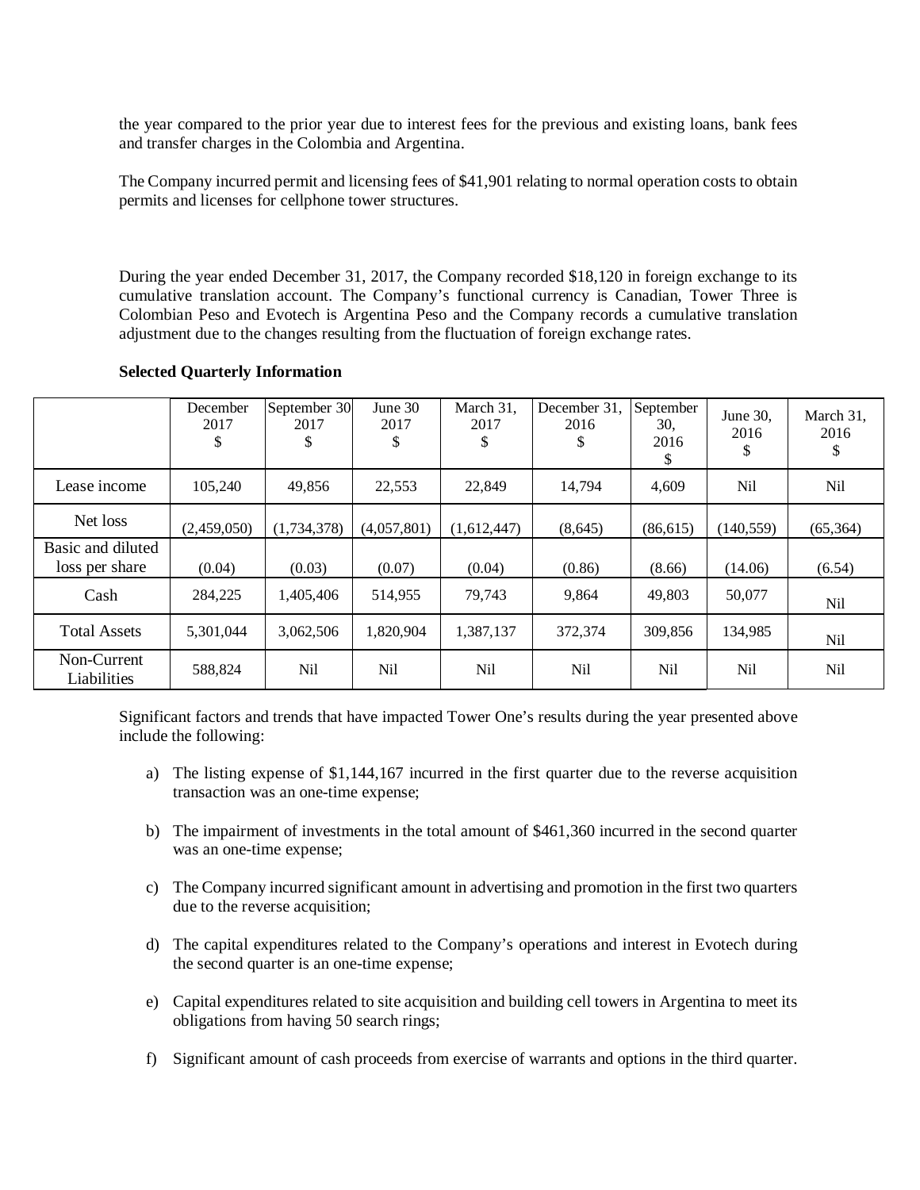the year compared to the prior year due to interest fees for the previous and existing loans, bank fees and transfer charges in the Colombia and Argentina.

The Company incurred permit and licensing fees of $41,901 relating to normal operation costs to obtain permits and licenses for cellphone tower structures.

During the year ended December 31, 2017, the Company recorded $18,120 in foreign exchange to its cumulative translation account. The Company's functional currency is Canadian, Tower Three is Colombian Peso and Evotech is Argentina Peso and the Company records a cumulative translation adjustment due to the changes resulting from the fluctuation of foreign exchange rates.

**Selected Quarterly Information**

| | December 2017 $ | September 30 2017 $ | June 30 2017 $ | March 31, 2017 $ | December 31, 2016 $ | September 30, 2016 $ | June 30, 2016 $ | March 31, 2016 $ |
|---|---|---|---|---|---|---|---|---|
| Lease income | 105,240 | 49,856 | 22,553 | 22,849 | 14,794 | 4,609 | Nil | Nil |
| Net loss | (2,459,050) | (1,734,378) | (4,057,801) | (1,612,447) | (8,645) | (86,615) | (140,559) | (65,364) |
| Basic and diluted loss per share | (0.04) | (0.03) | (0.07) | (0.04) | (0.86) | (8.66) | (14.06) | (6.54) |
| Cash | 284,225 | 1,405,406 | 514,955 | 79,743 | 9,864 | 49,803 | 50,077 | Nil |
| Total Assets | 5,301,044 | 3,062,506 | 1,820,904 | 1,387,137 | 372,374 | 309,856 | 134,985 | Nil |
| Non-Current Liabilities | 588,824 | Nil | Nil | Nil | Nil | Nil | Nil | Nil |

Significant factors and trends that have impacted Tower One's results during the year presented above include the following:

a) The listing expense of $1,144,167 incurred in the first quarter due to the reverse acquisition transaction was an one-time expense;

b) The impairment of investments in the total amount of $461,360 incurred in the second quarter was an one-time expense;

c) The Company incurred significant amount in advertising and promotion in the first two quarters due to the reverse acquisition;

d) The capital expenditures related to the Company's operations and interest in Evotech during the second quarter is an one-time expense;

e) Capital expenditures related to site acquisition and building cell towers in Argentina to meet its obligations from having 50 search rings;

f) Significant amount of cash proceeds from exercise of warrants and options in the third quarter.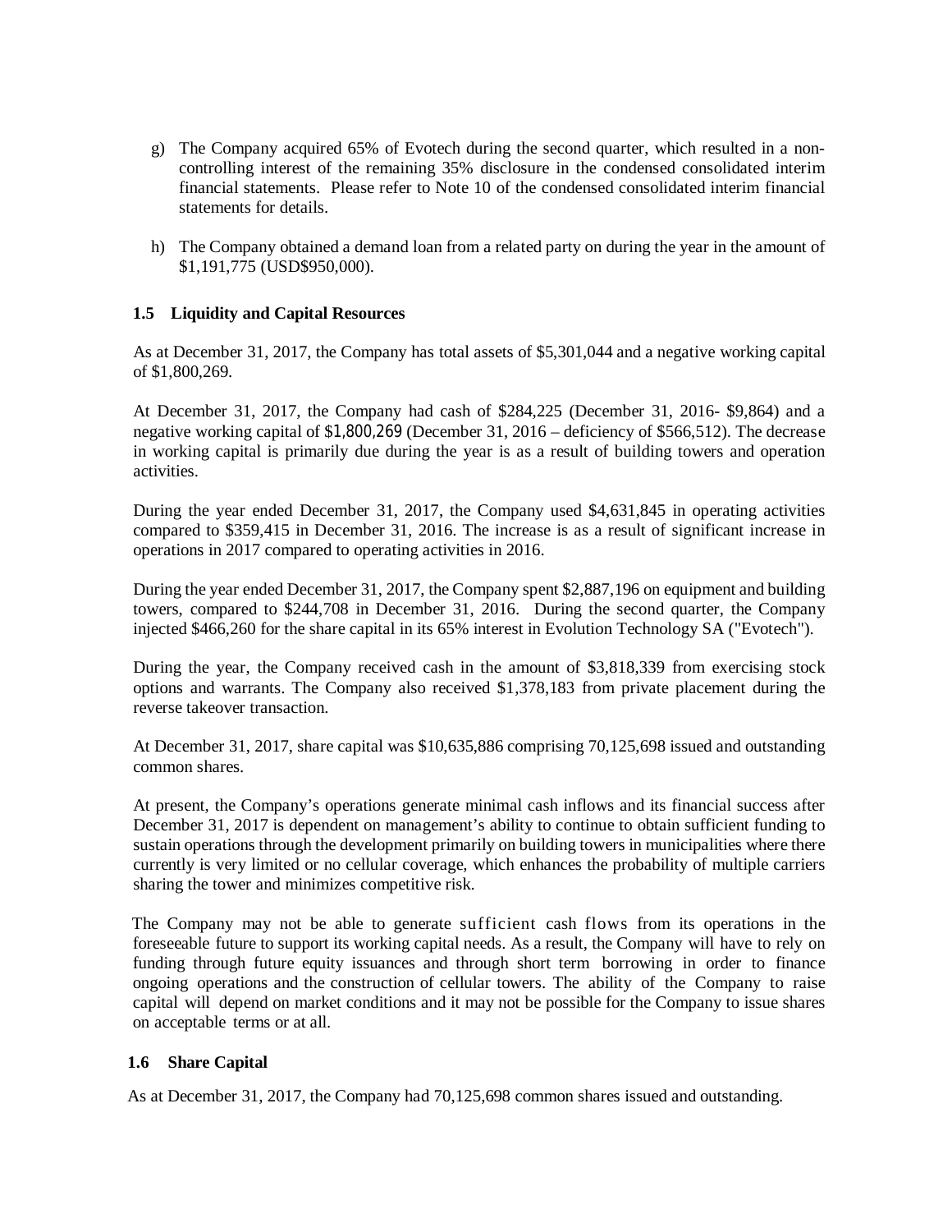g) The Company acquired 65% of Evotech during the second quarter, which resulted in a non-controlling interest of the remaining 35% disclosure in the condensed consolidated interim financial statements. Please refer to Note 10 of the condensed consolidated interim financial statements for details.

h) The Company obtained a demand loan from a related party on during the year in the amount of $1,191,775 (USD$950,000).

### 1.5 Liquidity and Capital Resources

As at December 31, 2017, the Company has total assets of $5,301,044 and a negative working capital of $1,800,269.

At December 31, 2017, the Company had cash of $284,225 (December 31, 2016- $9,864) and a negative working capital of $1,800,269 (December 31, 2016 – deficiency of $566,512). The decrease in working capital is primarily due during the year is as a result of building towers and operation activities.

During the year ended December 31, 2017, the Company used $4,631,845 in operating activities compared to $359,415 in December 31, 2016. The increase is as a result of significant increase in operations in 2017 compared to operating activities in 2016.

During the year ended December 31, 2017, the Company spent $2,887,196 on equipment and building towers, compared to $244,708 in December 31, 2016. During the second quarter, the Company injected $466,260 for the share capital in its 65% interest in Evolution Technology SA ("Evotech").

During the year, the Company received cash in the amount of $3,818,339 from exercising stock options and warrants. The Company also received $1,378,183 from private placement during the reverse takeover transaction.

At December 31, 2017, share capital was $10,635,886 comprising 70,125,698 issued and outstanding common shares.

At present, the Company's operations generate minimal cash inflows and its financial success after December 31, 2017 is dependent on management's ability to continue to obtain sufficient funding to sustain operations through the development primarily on building towers in municipalities where there currently is very limited or no cellular coverage, which enhances the probability of multiple carriers sharing the tower and minimizes competitive risk.

The Company may not be able to generate sufficient cash flows from its operations in the foreseeable future to support its working capital needs. As a result, the Company will have to rely on funding through future equity issuances and through short term borrowing in order to finance ongoing operations and the construction of cellular towers. The ability of the Company to raise capital will depend on market conditions and it may not be possible for the Company to issue shares on acceptable terms or at all.

### 1.6 Share Capital

As at December 31, 2017, the Company had 70,125,698 common shares issued and outstanding.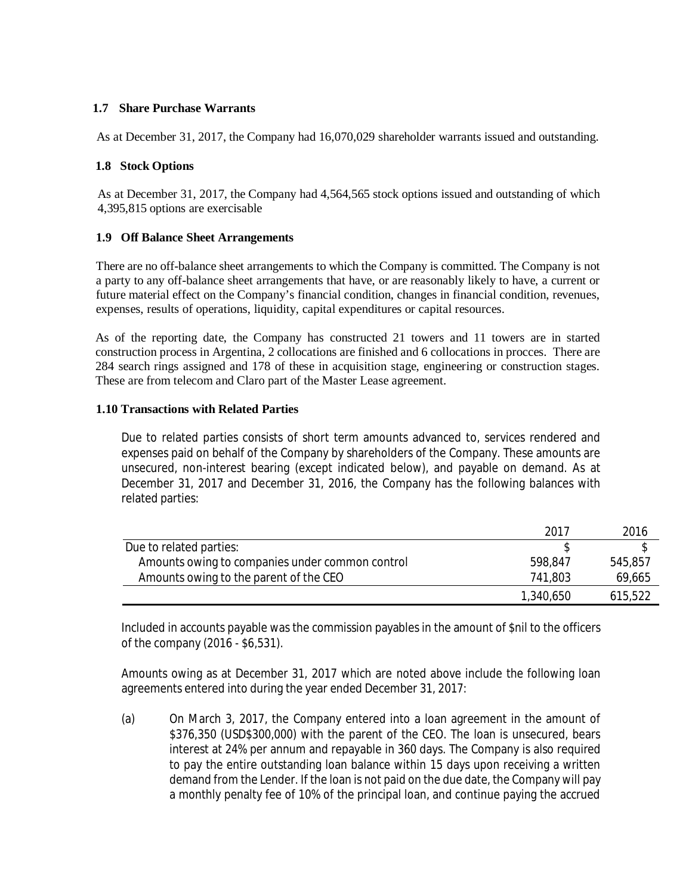### 1.7 Share Purchase Warrants

As at December 31, 2017, the Company had 16,070,029 shareholder warrants issued and outstanding.

### 1.8 Stock Options

As at December 31, 2017, the Company had 4,564,565 stock options issued and outstanding of which 4,395,815 options are exercisable

### 1.9 Off Balance Sheet Arrangements

There are no off-balance sheet arrangements to which the Company is committed. The Company is not a party to any off-balance sheet arrangements that have, or are reasonably likely to have, a current or future material effect on the Company's financial condition, changes in financial condition, revenues, expenses, results of operations, liquidity, capital expenditures or capital resources.

As of the reporting date, the Company has constructed 21 towers and 11 towers are in started construction process in Argentina, 2 collocations are finished and 6 collocations in procces. There are 284 search rings assigned and 178 of these in acquisition stage, engineering or construction stages. These are from telecom and Claro part of the Master Lease agreement.

### 1.10 Transactions with Related Parties

Due to related parties consists of short term amounts advanced to, services rendered and expenses paid on behalf of the Company by shareholders of the Company. These amounts are unsecured, non-interest bearing (except indicated below), and payable on demand. As at December 31, 2017 and December 31, 2016, the Company has the following balances with related parties:

| | 2017 | 2016 |
|---|---|---|
| Due to related parties: | $ | $ |
| Amounts owing to companies under common control | 598,847 | 545,857 |
| Amounts owing to the parent of the CEO | 741,803 | 69,665 |
| | 1,340,650 | 615,522 |

Included in accounts payable was the commission payables in the amount of $nil to the officers of the company (2016 - $6,531).

Amounts owing as at December 31, 2017 which are noted above include the following loan agreements entered into during the year ended December 31, 2017:

(a) On March 3, 2017, the Company entered into a loan agreement in the amount of $376,350 (USD$300,000) with the parent of the CEO. The loan is unsecured, bears interest at 24% per annum and repayable in 360 days. The Company is also required to pay the entire outstanding loan balance within 15 days upon receiving a written demand from the Lender. If the loan is not paid on the due date, the Company will pay a monthly penalty fee of 10% of the principal loan, and continue paying the accrued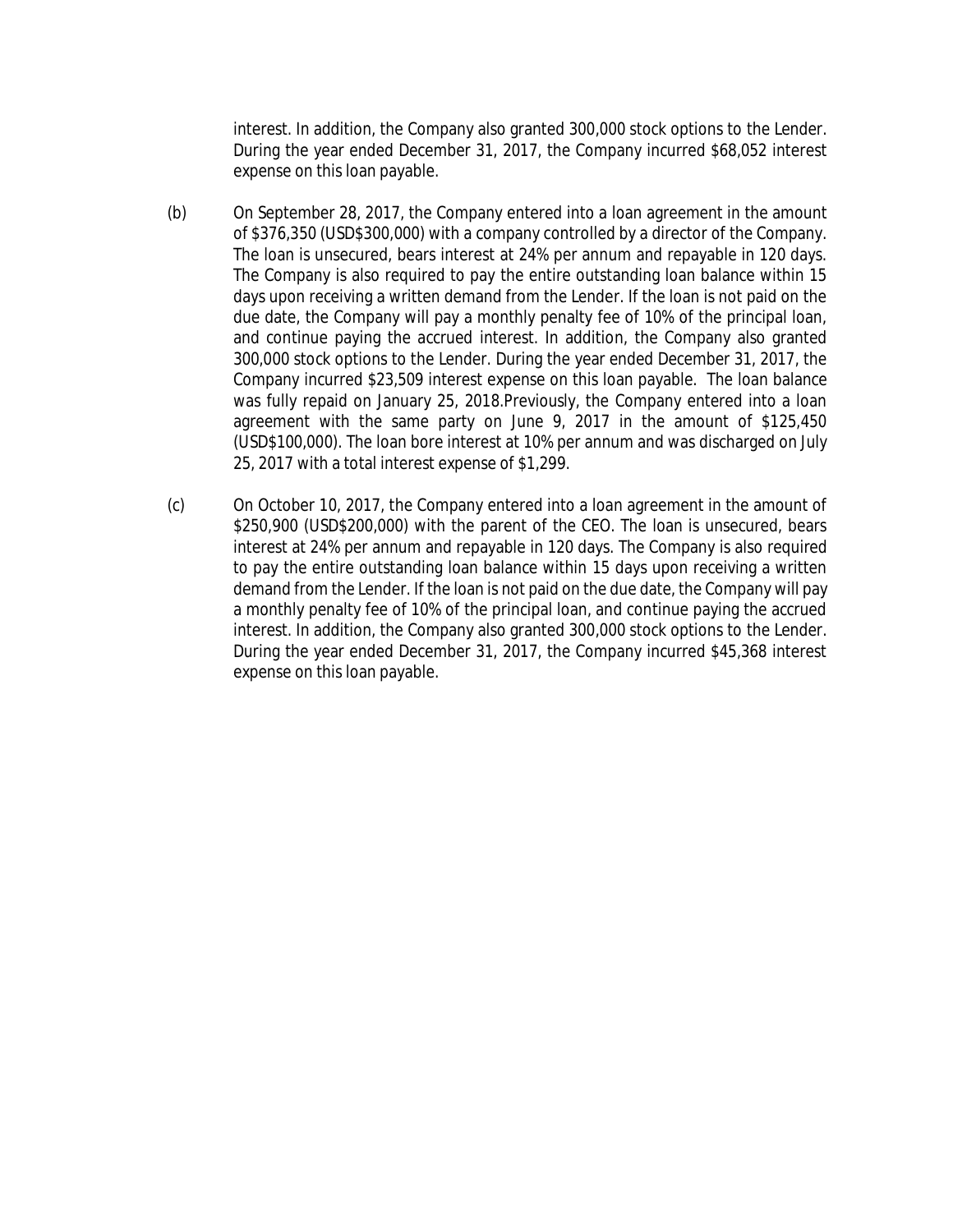interest. In addition, the Company also granted 300,000 stock options to the Lender. During the year ended December 31, 2017, the Company incurred $68,052 interest expense on this loan payable.

(b) On September 28, 2017, the Company entered into a loan agreement in the amount of $376,350 (USD$300,000) with a company controlled by a director of the Company. The loan is unsecured, bears interest at 24% per annum and repayable in 120 days. The Company is also required to pay the entire outstanding loan balance within 15 days upon receiving a written demand from the Lender. If the loan is not paid on the due date, the Company will pay a monthly penalty fee of 10% of the principal loan, and continue paying the accrued interest. In addition, the Company also granted 300,000 stock options to the Lender. During the year ended December 31, 2017, the Company incurred $23,509 interest expense on this loan payable. The loan balance was fully repaid on January 25, 2018.Previously, the Company entered into a loan agreement with the same party on June 9, 2017 in the amount of $125,450 (USD$100,000). The loan bore interest at 10% per annum and was discharged on July 25, 2017 with a total interest expense of $1,299.

(c) On October 10, 2017, the Company entered into a loan agreement in the amount of $250,900 (USD$200,000) with the parent of the CEO. The loan is unsecured, bears interest at 24% per annum and repayable in 120 days. The Company is also required to pay the entire outstanding loan balance within 15 days upon receiving a written demand from the Lender. If the loan is not paid on the due date, the Company will pay a monthly penalty fee of 10% of the principal loan, and continue paying the accrued interest. In addition, the Company also granted 300,000 stock options to the Lender. During the year ended December 31, 2017, the Company incurred $45,368 interest expense on this loan payable.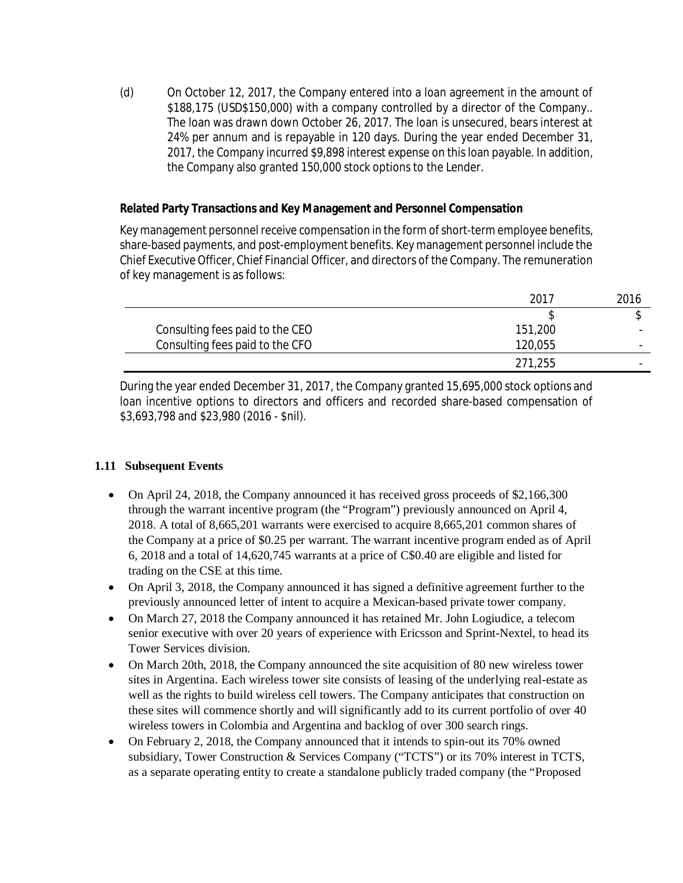(d) On October 12, 2017, the Company entered into a loan agreement in the amount of $188,175 (USD$150,000) with a company controlled by a director of the Company.. The loan was drawn down October 26, 2017. The loan is unsecured, bears interest at 24% per annum and is repayable in 120 days. During the year ended December 31, 2017, the Company incurred $9,898 interest expense on this loan payable. In addition, the Company also granted 150,000 stock options to the Lender.

**Related Party Transactions and Key Management and Personnel Compensation**

Key management personnel receive compensation in the form of short-term employee benefits, share-based payments, and post-employment benefits. Key management personnel include the Chief Executive Officer, Chief Financial Officer, and directors of the Company. The remuneration of key management is as follows:

| | 2017 | 2016 |
|---|---|---|
| | $ | $ |
| Consulting fees paid to the CEO | 151,200 | - |
| Consulting fees paid to the CFO | 120,055 | - |
| | 271,255 | - |

During the year ended December 31, 2017, the Company granted 15,695,000 stock options and loan incentive options to directors and officers and recorded share-based compensation of $3,693,798 and $23,980 (2016 - $nil).

## 1.11 Subsequent Events

- On April 24, 2018, the Company announced it has received gross proceeds of $2,166,300 through the warrant incentive program (the "Program") previously announced on April 4, 2018. A total of 8,665,201 warrants were exercised to acquire 8,665,201 common shares of the Company at a price of $0.25 per warrant. The warrant incentive program ended as of April 6, 2018 and a total of 14,620,745 warrants at a price of C$0.40 are eligible and listed for trading on the CSE at this time.
- On April 3, 2018, the Company announced it has signed a definitive agreement further to the previously announced letter of intent to acquire a Mexican-based private tower company.
- On March 27, 2018 the Company announced it has retained Mr. John Logiudice, a telecom senior executive with over 20 years of experience with Ericsson and Sprint-Nextel, to head its Tower Services division.
- On March 20th, 2018, the Company announced the site acquisition of 80 new wireless tower sites in Argentina. Each wireless tower site consists of leasing of the underlying real-estate as well as the rights to build wireless cell towers. The Company anticipates that construction on these sites will commence shortly and will significantly add to its current portfolio of over 40 wireless towers in Colombia and Argentina and backlog of over 300 search rings.
- On February 2, 2018, the Company announced that it intends to spin-out its 70% owned subsidiary, Tower Construction & Services Company ("TCTS") or its 70% interest in TCTS, as a separate operating entity to create a standalone publicly traded company (the "Proposed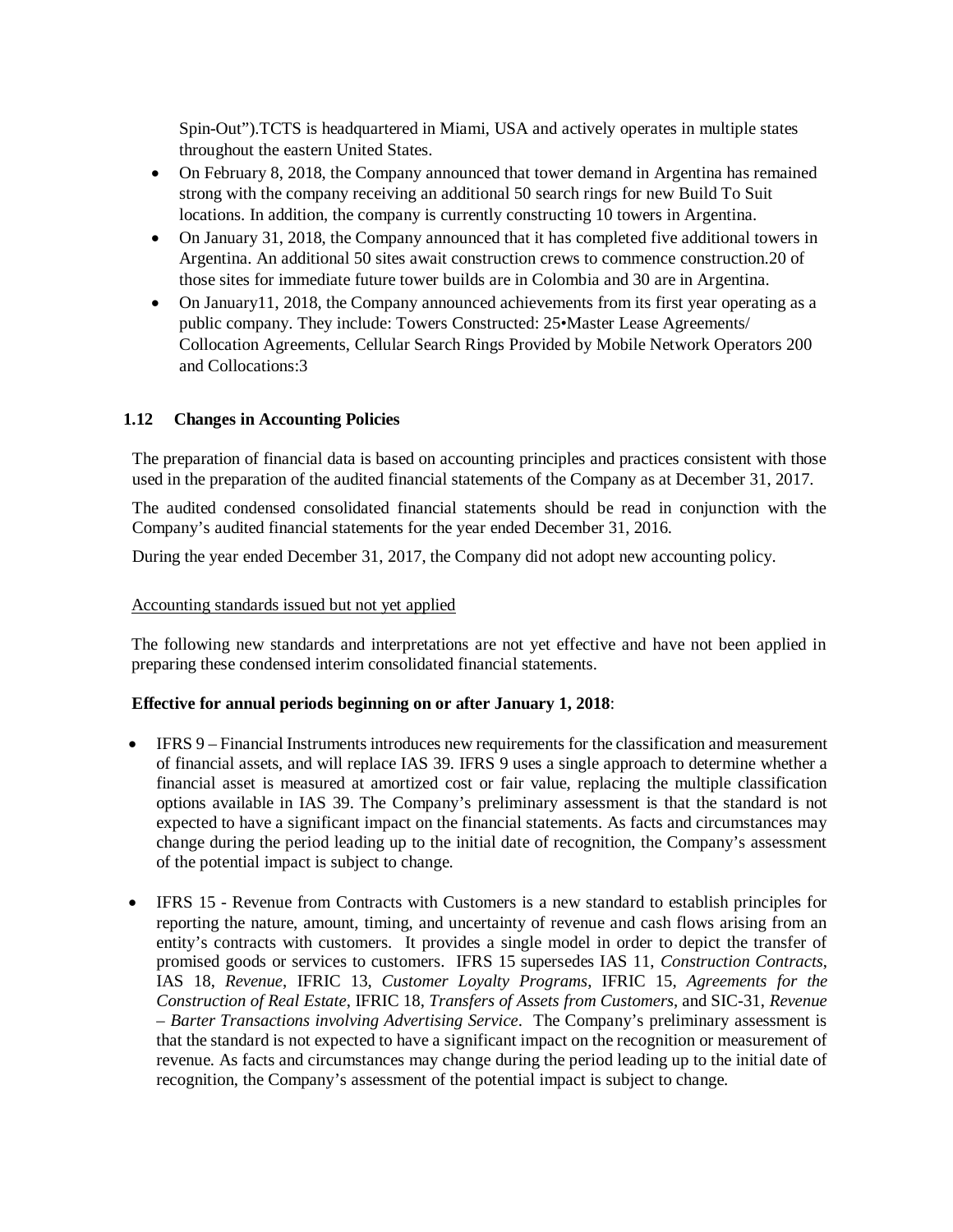Spin-Out").TCTS is headquartered in Miami, USA and actively operates in multiple states throughout the eastern United States.

- On February 8, 2018, the Company announced that tower demand in Argentina has remained strong with the company receiving an additional 50 search rings for new Build To Suit locations. In addition, the company is currently constructing 10 towers in Argentina.
- On January 31, 2018, the Company announced that it has completed five additional towers in Argentina. An additional 50 sites await construction crews to commence construction.20 of those sites for immediate future tower builds are in Colombia and 30 are in Argentina.
- On January11, 2018, the Company announced achievements from its first year operating as a public company. They include: Towers Constructed: 25•Master Lease Agreements/ Collocation Agreements, Cellular Search Rings Provided by Mobile Network Operators 200 and Collocations:3

### 1.12 Changes in Accounting Policies

The preparation of financial data is based on accounting principles and practices consistent with those used in the preparation of the audited financial statements of the Company as at December 31, 2017.

The audited condensed consolidated financial statements should be read in conjunction with the Company's audited financial statements for the year ended December 31, 2016.

During the year ended December 31, 2017, the Company did not adopt new accounting policy.

Accounting standards issued but not yet applied

The following new standards and interpretations are not yet effective and have not been applied in preparing these condensed interim consolidated financial statements.

**Effective for annual periods beginning on or after January 1, 2018**:

- IFRS 9 – Financial Instruments introduces new requirements for the classification and measurement of financial assets, and will replace IAS 39. IFRS 9 uses a single approach to determine whether a financial asset is measured at amortized cost or fair value, replacing the multiple classification options available in IAS 39. The Company's preliminary assessment is that the standard is not expected to have a significant impact on the financial statements. As facts and circumstances may change during the period leading up to the initial date of recognition, the Company's assessment of the potential impact is subject to change.

- IFRS 15 - Revenue from Contracts with Customers is a new standard to establish principles for reporting the nature, amount, timing, and uncertainty of revenue and cash flows arising from an entity's contracts with customers. It provides a single model in order to depict the transfer of promised goods or services to customers. IFRS 15 supersedes IAS 11, *Construction Contracts*, IAS 18, *Revenue*, IFRIC 13, *Customer Loyalty Programs*, IFRIC 15, *Agreements for the Construction of Real Estate*, IFRIC 18, *Transfers of Assets from Customers*, and SIC-31, *Revenue – Barter Transactions involving Advertising Service*. The Company's preliminary assessment is that the standard is not expected to have a significant impact on the recognition or measurement of revenue. As facts and circumstances may change during the period leading up to the initial date of recognition, the Company's assessment of the potential impact is subject to change.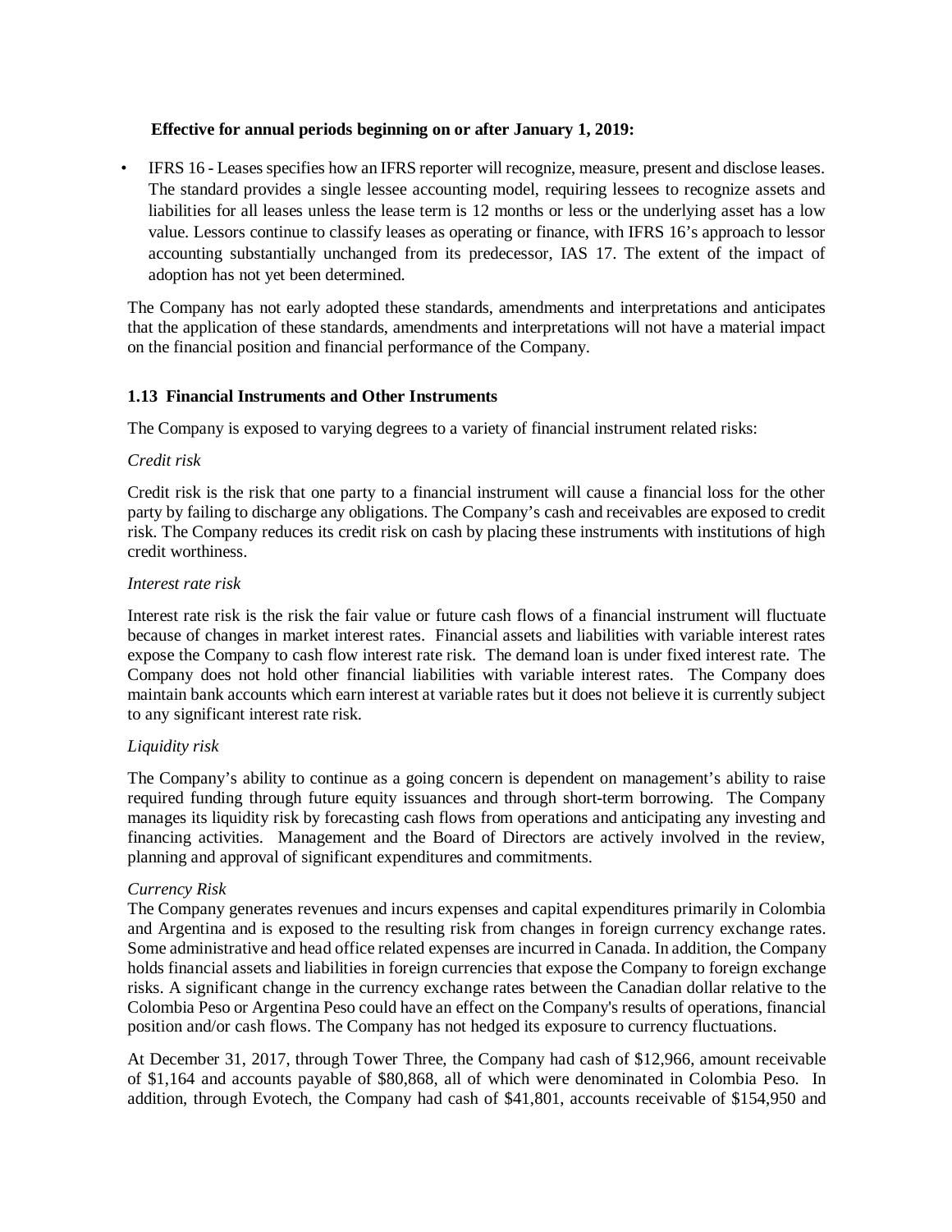**Effective for annual periods beginning on or after January 1, 2019:**

- IFRS 16 - Leases specifies how an IFRS reporter will recognize, measure, present and disclose leases. The standard provides a single lessee accounting model, requiring lessees to recognize assets and liabilities for all leases unless the lease term is 12 months or less or the underlying asset has a low value. Lessors continue to classify leases as operating or finance, with IFRS 16's approach to lessor accounting substantially unchanged from its predecessor, IAS 17. The extent of the impact of adoption has not yet been determined.

The Company has not early adopted these standards, amendments and interpretations and anticipates that the application of these standards, amendments and interpretations will not have a material impact on the financial position and financial performance of the Company.

### 1.13 Financial Instruments and Other Instruments

The Company is exposed to varying degrees to a variety of financial instrument related risks:

*Credit risk*

Credit risk is the risk that one party to a financial instrument will cause a financial loss for the other party by failing to discharge any obligations. The Company's cash and receivables are exposed to credit risk. The Company reduces its credit risk on cash by placing these instruments with institutions of high credit worthiness.

*Interest rate risk*

Interest rate risk is the risk the fair value or future cash flows of a financial instrument will fluctuate because of changes in market interest rates. Financial assets and liabilities with variable interest rates expose the Company to cash flow interest rate risk. The demand loan is under fixed interest rate. The Company does not hold other financial liabilities with variable interest rates. The Company does maintain bank accounts which earn interest at variable rates but it does not believe it is currently subject to any significant interest rate risk.

*Liquidity risk*

The Company's ability to continue as a going concern is dependent on management's ability to raise required funding through future equity issuances and through short-term borrowing. The Company manages its liquidity risk by forecasting cash flows from operations and anticipating any investing and financing activities. Management and the Board of Directors are actively involved in the review, planning and approval of significant expenditures and commitments.

*Currency Risk*

The Company generates revenues and incurs expenses and capital expenditures primarily in Colombia and Argentina and is exposed to the resulting risk from changes in foreign currency exchange rates. Some administrative and head office related expenses are incurred in Canada. In addition, the Company holds financial assets and liabilities in foreign currencies that expose the Company to foreign exchange risks. A significant change in the currency exchange rates between the Canadian dollar relative to the Colombia Peso or Argentina Peso could have an effect on the Company's results of operations, financial position and/or cash flows. The Company has not hedged its exposure to currency fluctuations.

At December 31, 2017, through Tower Three, the Company had cash of $12,966, amount receivable of $1,164 and accounts payable of $80,868, all of which were denominated in Colombia Peso. In addition, through Evotech, the Company had cash of $41,801, accounts receivable of $154,950 and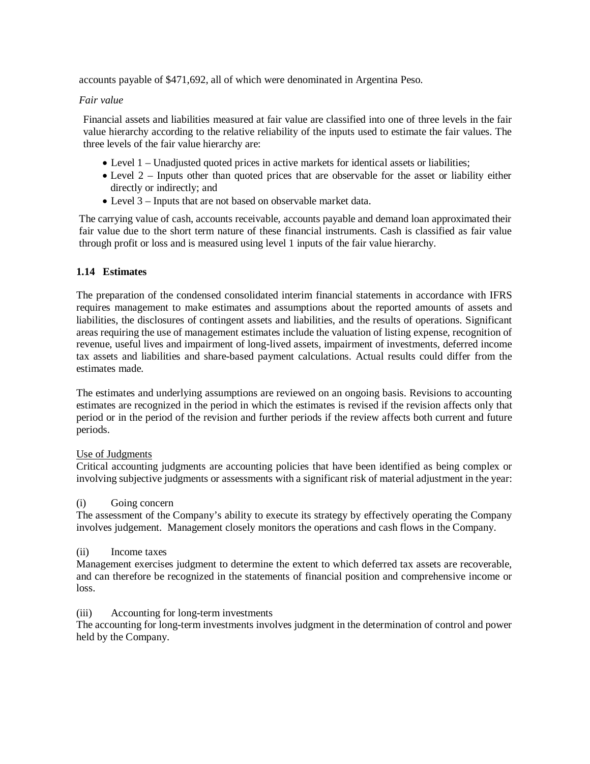accounts payable of $471,692, all of which were denominated in Argentina Peso.

*Fair value*

Financial assets and liabilities measured at fair value are classified into one of three levels in the fair value hierarchy according to the relative reliability of the inputs used to estimate the fair values. The three levels of the fair value hierarchy are:

- Level 1 – Unadjusted quoted prices in active markets for identical assets or liabilities;
- Level 2 – Inputs other than quoted prices that are observable for the asset or liability either directly or indirectly; and
- Level 3 – Inputs that are not based on observable market data.

The carrying value of cash, accounts receivable, accounts payable and demand loan approximated their fair value due to the short term nature of these financial instruments. Cash is classified as fair value through profit or loss and is measured using level 1 inputs of the fair value hierarchy.

## 1.14 Estimates

The preparation of the condensed consolidated interim financial statements in accordance with IFRS requires management to make estimates and assumptions about the reported amounts of assets and liabilities, the disclosures of contingent assets and liabilities, and the results of operations. Significant areas requiring the use of management estimates include the valuation of listing expense, recognition of revenue, useful lives and impairment of long-lived assets, impairment of investments, deferred income tax assets and liabilities and share-based payment calculations. Actual results could differ from the estimates made.

The estimates and underlying assumptions are reviewed on an ongoing basis. Revisions to accounting estimates are recognized in the period in which the estimates is revised if the revision affects only that period or in the period of the revision and further periods if the review affects both current and future periods.

Use of Judgments

Critical accounting judgments are accounting policies that have been identified as being complex or involving subjective judgments or assessments with a significant risk of material adjustment in the year:

(i) Going concern

The assessment of the Company's ability to execute its strategy by effectively operating the Company involves judgement. Management closely monitors the operations and cash flows in the Company.

(ii) Income taxes

Management exercises judgment to determine the extent to which deferred tax assets are recoverable, and can therefore be recognized in the statements of financial position and comprehensive income or loss.

(iii) Accounting for long-term investments

The accounting for long-term investments involves judgment in the determination of control and power held by the Company.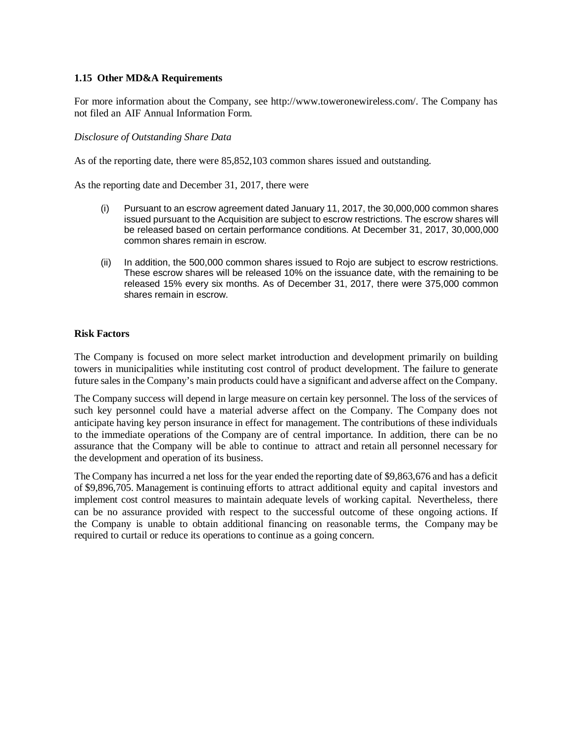### 1.15 Other MD&A Requirements

For more information about the Company, see http://www.toweronewireless.com/. The Company has not filed an AIF Annual Information Form.

*Disclosure of Outstanding Share Data*

As of the reporting date, there were 85,852,103 common shares issued and outstanding.

As the reporting date and December 31, 2017, there were

(i) Pursuant to an escrow agreement dated January 11, 2017, the 30,000,000 common shares issued pursuant to the Acquisition are subject to escrow restrictions. The escrow shares will be released based on certain performance conditions. At December 31, 2017, 30,000,000 common shares remain in escrow.

(ii) In addition, the 500,000 common shares issued to Rojo are subject to escrow restrictions. These escrow shares will be released 10% on the issuance date, with the remaining to be released 15% every six months. As of December 31, 2017, there were 375,000 common shares remain in escrow.

**Risk Factors**

The Company is focused on more select market introduction and development primarily on building towers in municipalities while instituting cost control of product development. The failure to generate future sales in the Company's main products could have a significant and adverse affect on the Company.

The Company success will depend in large measure on certain key personnel. The loss of the services of such key personnel could have a material adverse affect on the Company. The Company does not anticipate having key person insurance in effect for management. The contributions of these individuals to the immediate operations of the Company are of central importance. In addition, there can be no assurance that the Company will be able to continue to attract and retain all personnel necessary for the development and operation of its business.

The Company has incurred a net loss for the year ended the reporting date of $9,863,676 and has a deficit of $9,896,705. Management is continuing efforts to attract additional equity and capital investors and implement cost control measures to maintain adequate levels of working capital. Nevertheless, there can be no assurance provided with respect to the successful outcome of these ongoing actions. If the Company is unable to obtain additional financing on reasonable terms, the Company may be required to curtail or reduce its operations to continue as a going concern.